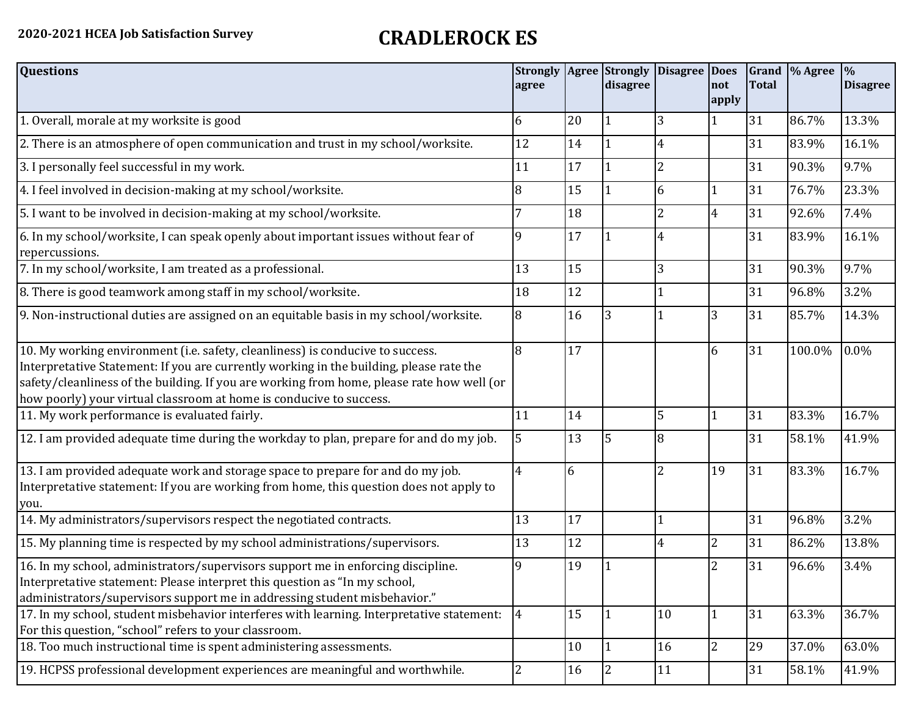**2020-2021 HCEA Job Satisfaction Survey**

# CRADLEROCK ES

| Questions | Strongly agree | Agree | Strongly disagree | Disagree | Does not apply | Grand Total | % Agree | % Disagree |
|---|---|---|---|---|---|---|---|---|
| 1. Overall, morale at my worksite is good | 6 | 20 | 1 | 3 | 1 | 31 | 86.7% | 13.3% |
| 2. There is an atmosphere of open communication and trust in my school/worksite. | 12 | 14 | 1 | 4 | | 31 | 83.9% | 16.1% |
| 3. I personally feel successful in my work. | 11 | 17 | 1 | 2 | | 31 | 90.3% | 9.7% |
| 4. I feel involved in decision-making at my school/worksite. | 8 | 15 | 1 | 6 | 1 | 31 | 76.7% | 23.3% |
| 5. I want to be involved in decision-making at my school/worksite. | 7 | 18 | | 2 | 4 | 31 | 92.6% | 7.4% |
| 6. In my school/worksite, I can speak openly about important issues without fear of repercussions. | 9 | 17 | 1 | 4 | | 31 | 83.9% | 16.1% |
| 7. In my school/worksite, I am treated as a professional. | 13 | 15 | | 3 | | 31 | 90.3% | 9.7% |
| 8. There is good teamwork among staff in my school/worksite. | 18 | 12 | | 1 | | 31 | 96.8% | 3.2% |
| 9. Non-instructional duties are assigned on an equitable basis in my school/worksite. | 8 | 16 | 3 | 1 | 3 | 31 | 85.7% | 14.3% |
| 10. My working environment (i.e. safety, cleanliness) is conducive to success. Interpretative Statement: If you are currently working in the building, please rate the safety/cleanliness of the building. If you are working from home, please rate how well (or how poorly) your virtual classroom at home is conducive to success. | 8 | 17 | | | 6 | 31 | 100.0% | 0.0% |
| 11. My work performance is evaluated fairly. | 11 | 14 | | 5 | 1 | 31 | 83.3% | 16.7% |
| 12. I am provided adequate time during the workday to plan, prepare for and do my job. | 5 | 13 | 5 | 8 | | 31 | 58.1% | 41.9% |
| 13. I am provided adequate work and storage space to prepare for and do my job. Interpretative statement: If you are working from home, this question does not apply to you. | 4 | 6 | | 2 | 19 | 31 | 83.3% | 16.7% |
| 14. My administrators/supervisors respect the negotiated contracts. | 13 | 17 | | 1 | | 31 | 96.8% | 3.2% |
| 15. My planning time is respected by my school administrations/supervisors. | 13 | 12 | | 4 | 2 | 31 | 86.2% | 13.8% |
| 16. In my school, administrators/supervisors support me in enforcing discipline. Interpretative statement: Please interpret this question as "In my school, administrators/supervisors support me in addressing student misbehavior." | 9 | 19 | 1 | | 2 | 31 | 96.6% | 3.4% |
| 17. In my school, student misbehavior interferes with learning. Interpretative statement: For this question, "school" refers to your classroom. | 4 | 15 | 1 | 10 | 1 | 31 | 63.3% | 36.7% |
| 18. Too much instructional time is spent administering assessments. | | 10 | 1 | 16 | 2 | 29 | 37.0% | 63.0% |
| 19. HCPSS professional development experiences are meaningful and worthwhile. | 2 | 16 | 2 | 11 | | 31 | 58.1% | 41.9% |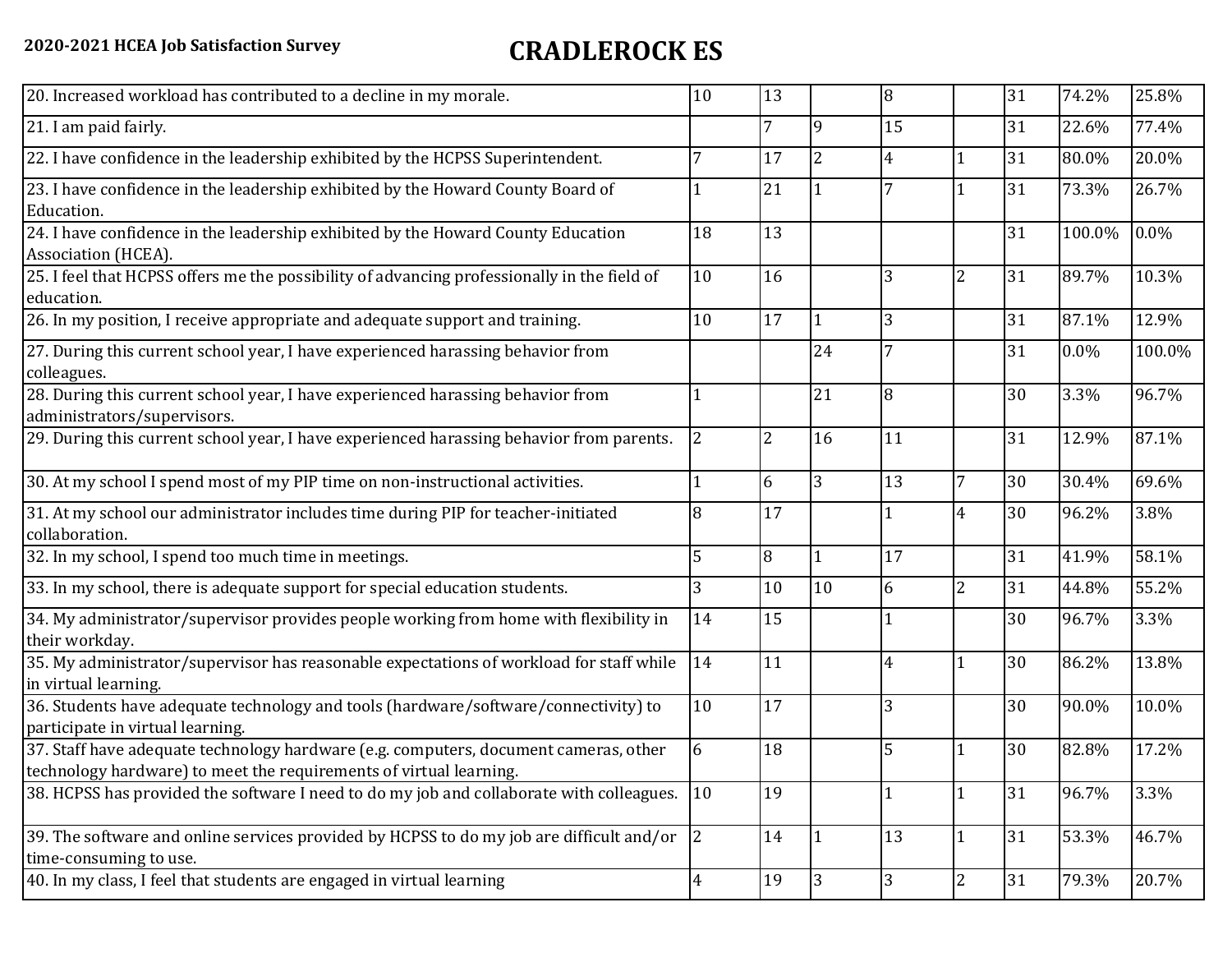**2020-2021 HCEA Job Satisfaction Survey**

# CRADLEROCK ES

| | | | | | | | | |
|---|---|---|---|---|---|---|---|---|
| 20. Increased workload has contributed to a decline in my morale. | 10 | 13 | | 8 | | 31 | 74.2% | 25.8% |
| 21. I am paid fairly. | | 7 | 9 | 15 | | 31 | 22.6% | 77.4% |
| 22. I have confidence in the leadership exhibited by the HCPSS Superintendent. | 7 | 17 | 2 | 4 | 1 | 31 | 80.0% | 20.0% |
| 23. I have confidence in the leadership exhibited by the Howard County Board of Education. | 1 | 21 | 1 | 7 | 1 | 31 | 73.3% | 26.7% |
| 24. I have confidence in the leadership exhibited by the Howard County Education Association (HCEA). | 18 | 13 | | | | 31 | 100.0% | 0.0% |
| 25. I feel that HCPSS offers me the possibility of advancing professionally in the field of education. | 10 | 16 | | 3 | 2 | 31 | 89.7% | 10.3% |
| 26. In my position, I receive appropriate and adequate support and training. | 10 | 17 | 1 | 3 | | 31 | 87.1% | 12.9% |
| 27. During this current school year, I have experienced harassing behavior from colleagues. | | | 24 | 7 | | 31 | 0.0% | 100.0% |
| 28. During this current school year, I have experienced harassing behavior from administrators/supervisors. | 1 | | 21 | 8 | | 30 | 3.3% | 96.7% |
| 29. During this current school year, I have experienced harassing behavior from parents. | 2 | 2 | 16 | 11 | | 31 | 12.9% | 87.1% |
| 30. At my school I spend most of my PIP time on non-instructional activities. | 1 | 6 | 3 | 13 | 7 | 30 | 30.4% | 69.6% |
| 31. At my school our administrator includes time during PIP for teacher-initiated collaboration. | 8 | 17 | | 1 | 4 | 30 | 96.2% | 3.8% |
| 32. In my school, I spend too much time in meetings. | 5 | 8 | 1 | 17 | | 31 | 41.9% | 58.1% |
| 33. In my school, there is adequate support for special education students. | 3 | 10 | 10 | 6 | 2 | 31 | 44.8% | 55.2% |
| 34. My administrator/supervisor provides people working from home with flexibility in their workday. | 14 | 15 | | 1 | | 30 | 96.7% | 3.3% |
| 35. My administrator/supervisor has reasonable expectations of workload for staff while in virtual learning. | 14 | 11 | | 4 | 1 | 30 | 86.2% | 13.8% |
| 36. Students have adequate technology and tools (hardware/software/connectivity) to participate in virtual learning. | 10 | 17 | | 3 | | 30 | 90.0% | 10.0% |
| 37. Staff have adequate technology hardware (e.g. computers, document cameras, other technology hardware) to meet the requirements of virtual learning. | 6 | 18 | | 5 | 1 | 30 | 82.8% | 17.2% |
| 38. HCPSS has provided the software I need to do my job and collaborate with colleagues. | 10 | 19 | | 1 | 1 | 31 | 96.7% | 3.3% |
| 39. The software and online services provided by HCPSS to do my job are difficult and/or time-consuming to use. | 2 | 14 | 1 | 13 | 1 | 31 | 53.3% | 46.7% |
| 40. In my class, I feel that students are engaged in virtual learning | 4 | 19 | 3 | 3 | 2 | 31 | 79.3% | 20.7% |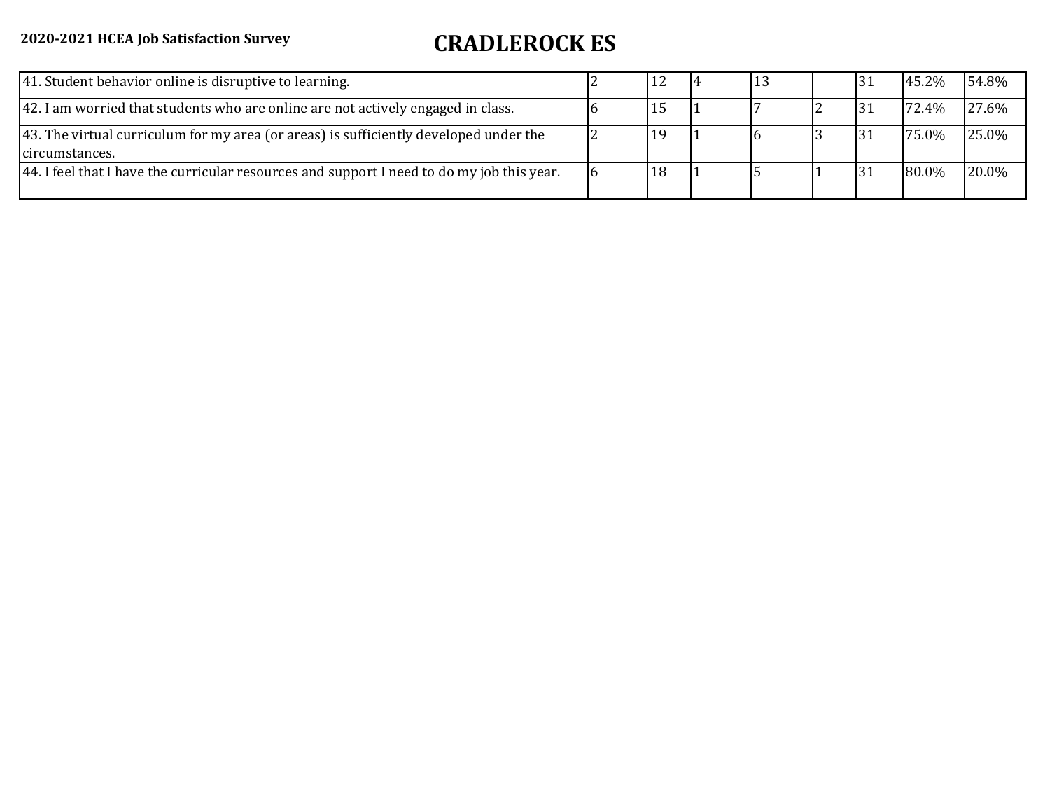**2020-2021 HCEA Job Satisfaction Survey**

# CRADLEROCK ES

| | | | | | | | | |
|---|---|---|---|---|---|---|---|---|
| 41. Student behavior online is disruptive to learning. | 2 | 12 | 4 | 13 | | 31 | 45.2% | 54.8% |
| 42. I am worried that students who are online are not actively engaged in class. | 6 | 15 | 1 | 7 | 2 | 31 | 72.4% | 27.6% |
| 43. The virtual curriculum for my area (or areas) is sufficiently developed under the circumstances. | 2 | 19 | 1 | 6 | 3 | 31 | 75.0% | 25.0% |
| 44. I feel that I have the curricular resources and support I need to do my job this year. | 6 | 18 | 1 | 5 | 1 | 31 | 80.0% | 20.0% |